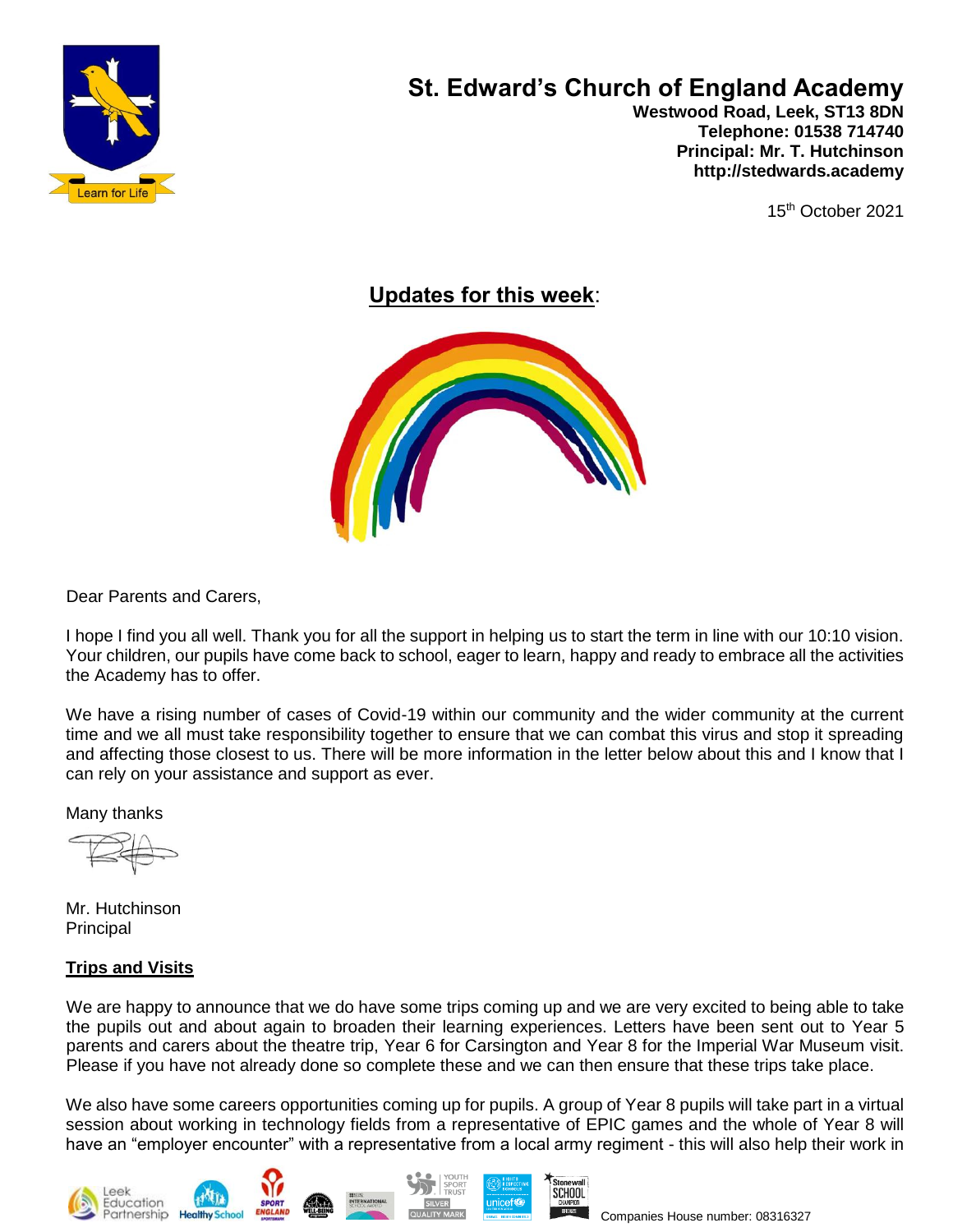# St. Edward's Church of England Academy

**Westwood Road, Leek, ST13 8DN**
**Telephone: 01538 714740**
**Principal: Mr. T. Hutchinson**
**http://stedwards.academy**

15th October 2021

## Updates for this week:

Dear Parents and Carers,

I hope I find you all well. Thank you for all the support in helping us to start the term in line with our 10:10 vision. Your children, our pupils have come back to school, eager to learn, happy and ready to embrace all the activities the Academy has to offer.

We have a rising number of cases of Covid-19 within our community and the wider community at the current time and we all must take responsibility together to ensure that we can combat this virus and stop it spreading and affecting those closest to us. There will be more information in the letter below about this and I know that I can rely on your assistance and support as ever.

Many thanks

Mr. Hutchinson
Principal

### Trips and Visits

We are happy to announce that we do have some trips coming up and we are very excited to being able to take the pupils out and about again to broaden their learning experiences. Letters have been sent out to Year 5 parents and carers about the theatre trip, Year 6 for Carsington and Year 8 for the Imperial War Museum visit. Please if you have not already done so complete these and we can then ensure that these trips take place.

We also have some careers opportunities coming up for pupils. A group of Year 8 pupils will take part in a virtual session about working in technology fields from a representative of EPIC games and the whole of Year 8 will have an "employer encounter" with a representative from a local army regiment - this will also help their work in

Companies House number: 08316327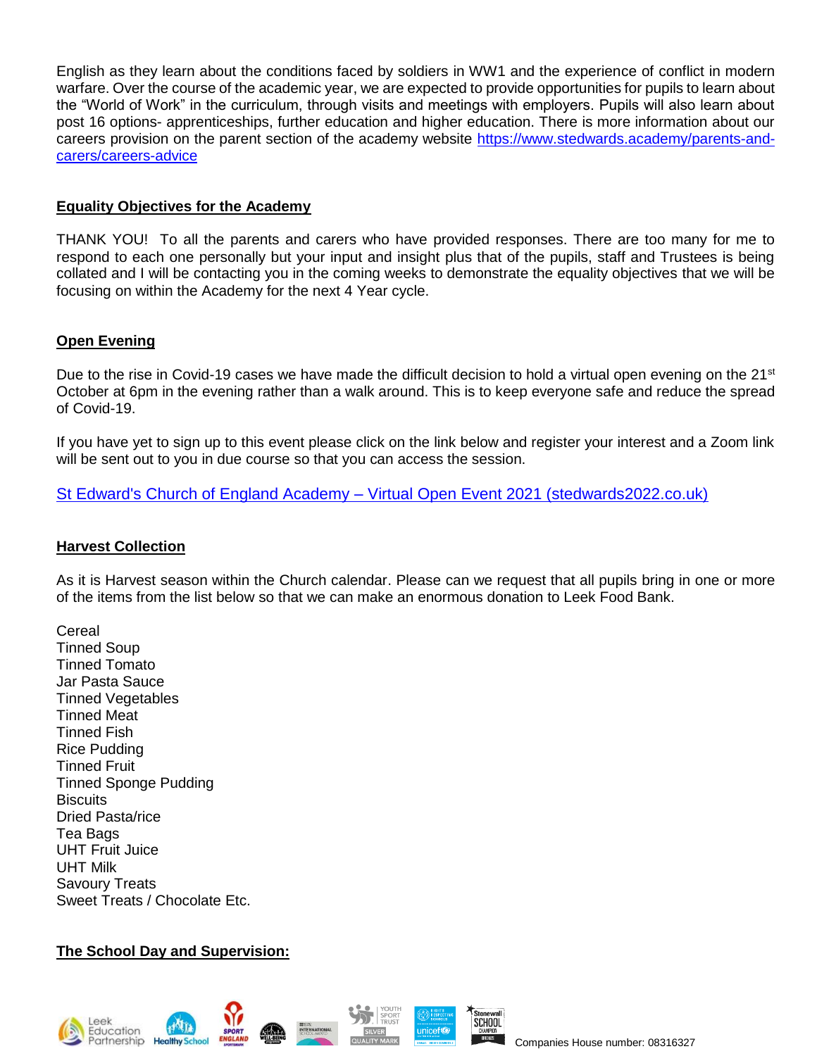English as they learn about the conditions faced by soldiers in WW1 and the experience of conflict in modern warfare. Over the course of the academic year, we are expected to provide opportunities for pupils to learn about the "World of Work" in the curriculum, through visits and meetings with employers. Pupils will also learn about post 16 options- apprenticeships, further education and higher education. There is more information about our careers provision on the parent section of the academy website [https://www.stedwards.academy/parents-and-carers/careers-advice](https://www.stedwards.academy/parents-and-carers/careers-advice)

**Equality Objectives for the Academy**

THANK YOU! To all the parents and carers who have provided responses. There are too many for me to respond to each one personally but your input and insight plus that of the pupils, staff and Trustees is being collated and I will be contacting you in the coming weeks to demonstrate the equality objectives that we will be focusing on within the Academy for the next 4 Year cycle.

**Open Evening**

Due to the rise in Covid-19 cases we have made the difficult decision to hold a virtual open evening on the 21st October at 6pm in the evening rather than a walk around. This is to keep everyone safe and reduce the spread of Covid-19.

If you have yet to sign up to this event please click on the link below and register your interest and a Zoom link will be sent out to you in due course so that you can access the session.

St Edward's Church of England Academy – Virtual Open Event 2021 (stedwards2022.co.uk)

**Harvest Collection**

As it is Harvest season within the Church calendar. Please can we request that all pupils bring in one or more of the items from the list below so that we can make an enormous donation to Leek Food Bank.

Cereal
Tinned Soup
Tinned Tomato
Jar Pasta Sauce
Tinned Vegetables
Tinned Meat
Tinned Fish
Rice Pudding
Tinned Fruit
Tinned Sponge Pudding
Biscuits
Dried Pasta/rice
Tea Bags
UHT Fruit Juice
UHT Milk
Savoury Treats
Sweet Treats / Chocolate Etc.

**The School Day and Supervision:**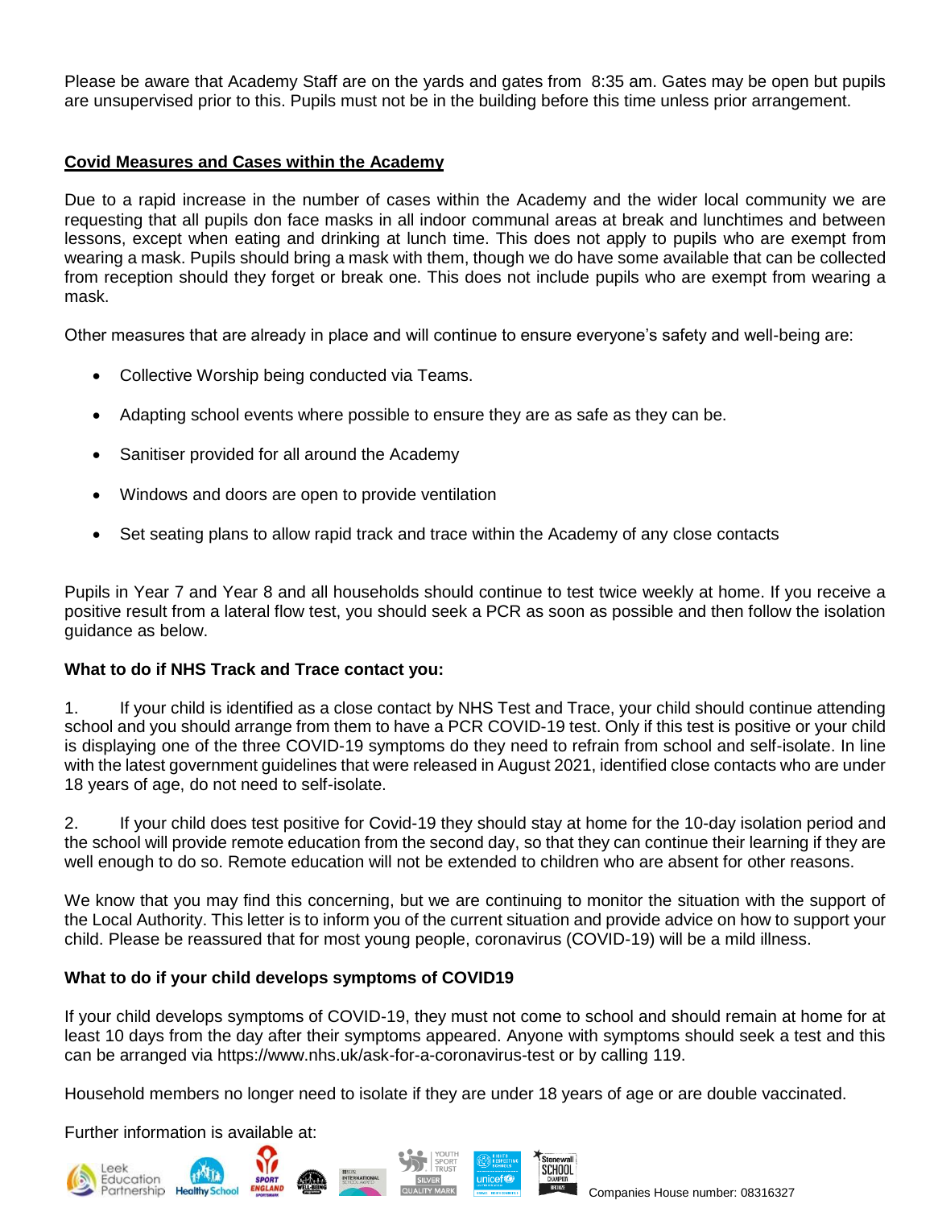Please be aware that Academy Staff are on the yards and gates from 8:35 am. Gates may be open but pupils are unsupervised prior to this. Pupils must not be in the building before this time unless prior arrangement.

**Covid Measures and Cases within the Academy**

Due to a rapid increase in the number of cases within the Academy and the wider local community we are requesting that all pupils don face masks in all indoor communal areas at break and lunchtimes and between lessons, except when eating and drinking at lunch time. This does not apply to pupils who are exempt from wearing a mask. Pupils should bring a mask with them, though we do have some available that can be collected from reception should they forget or break one. This does not include pupils who are exempt from wearing a mask.

Other measures that are already in place and will continue to ensure everyone's safety and well-being are:

- Collective Worship being conducted via Teams.
- Adapting school events where possible to ensure they are as safe as they can be.
- Sanitiser provided for all around the Academy
- Windows and doors are open to provide ventilation
- Set seating plans to allow rapid track and trace within the Academy of any close contacts

Pupils in Year 7 and Year 8 and all households should continue to test twice weekly at home. If you receive a positive result from a lateral flow test, you should seek a PCR as soon as possible and then follow the isolation guidance as below.

**What to do if NHS Track and Trace contact you:**

1. If your child is identified as a close contact by NHS Test and Trace, your child should continue attending school and you should arrange from them to have a PCR COVID-19 test. Only if this test is positive or your child is displaying one of the three COVID-19 symptoms do they need to refrain from school and self-isolate. In line with the latest government guidelines that were released in August 2021, identified close contacts who are under 18 years of age, do not need to self-isolate.

2. If your child does test positive for Covid-19 they should stay at home for the 10-day isolation period and the school will provide remote education from the second day, so that they can continue their learning if they are well enough to do so. Remote education will not be extended to children who are absent for other reasons.

We know that you may find this concerning, but we are continuing to monitor the situation with the support of the Local Authority. This letter is to inform you of the current situation and provide advice on how to support your child. Please be reassured that for most young people, coronavirus (COVID-19) will be a mild illness.

**What to do if your child develops symptoms of COVID19**

If your child develops symptoms of COVID-19, they must not come to school and should remain at home for at least 10 days from the day after their symptoms appeared. Anyone with symptoms should seek a test and this can be arranged via https://www.nhs.uk/ask-for-a-coronavirus-test or by calling 119.

Household members no longer need to isolate if they are under 18 years of age or are double vaccinated.

Further information is available at:

Companies House number: 08316327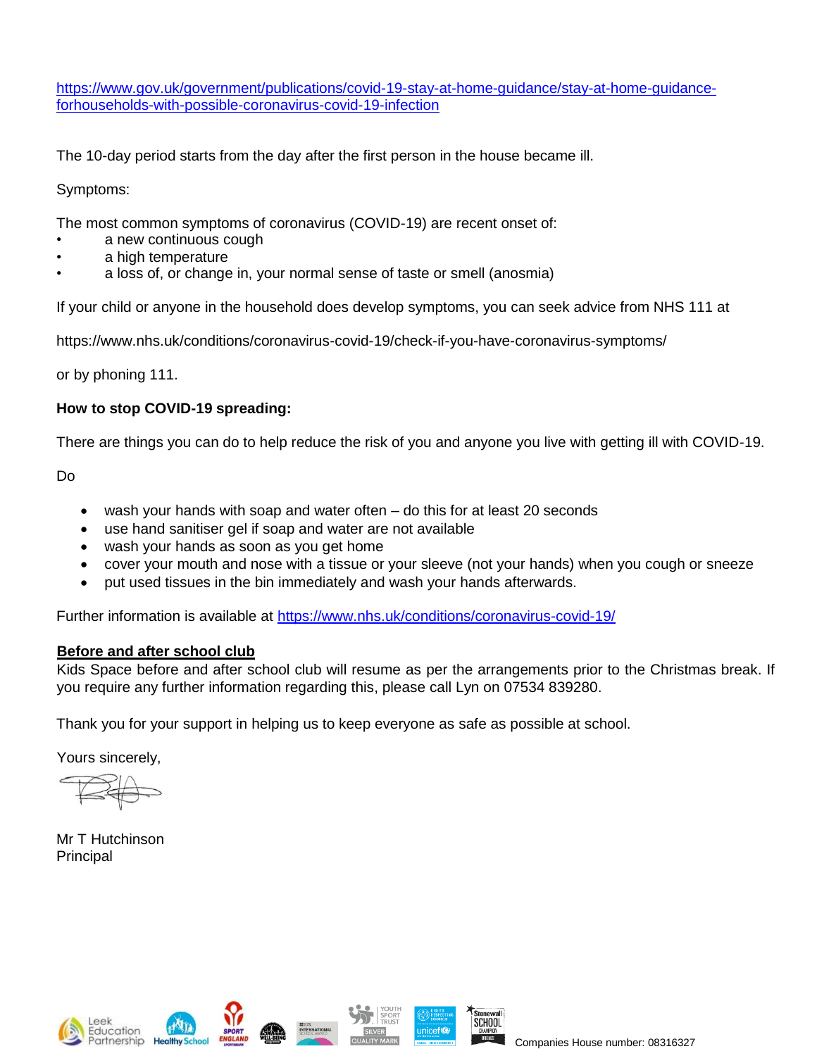[https://www.gov.uk/government/publications/covid-19-stay-at-home-guidance/stay-at-home-guidance-forhouseholds-with-possible-coronavirus-covid-19-infection](https://www.gov.uk/government/publications/covid-19-stay-at-home-guidance/stay-at-home-guidance-forhouseholds-with-possible-coronavirus-covid-19-infection)

The 10-day period starts from the day after the first person in the house became ill.

Symptoms:

The most common symptoms of coronavirus (COVID-19) are recent onset of:

- a new continuous cough
- a high temperature
- a loss of, or change in, your normal sense of taste or smell (anosmia)

If your child or anyone in the household does develop symptoms, you can seek advice from NHS 111 at

https://www.nhs.uk/conditions/coronavirus-covid-19/check-if-you-have-coronavirus-symptoms/

or by phoning 111.

**How to stop COVID-19 spreading:**

There are things you can do to help reduce the risk of you and anyone you live with getting ill with COVID-19.

Do

- wash your hands with soap and water often – do this for at least 20 seconds
- use hand sanitiser gel if soap and water are not available
- wash your hands as soon as you get home
- cover your mouth and nose with a tissue or your sleeve (not your hands) when you cough or sneeze
- put used tissues in the bin immediately and wash your hands afterwards.

Further information is available at [https://www.nhs.uk/conditions/coronavirus-covid-19/](https://www.nhs.uk/conditions/coronavirus-covid-19/)

**Before and after school club**

Kids Space before and after school club will resume as per the arrangements prior to the Christmas break. If you require any further information regarding this, please call Lyn on 07534 839280.

Thank you for your support in helping us to keep everyone as safe as possible at school.

Yours sincerely,

Mr T Hutchinson
Principal

Companies House number: 08316327